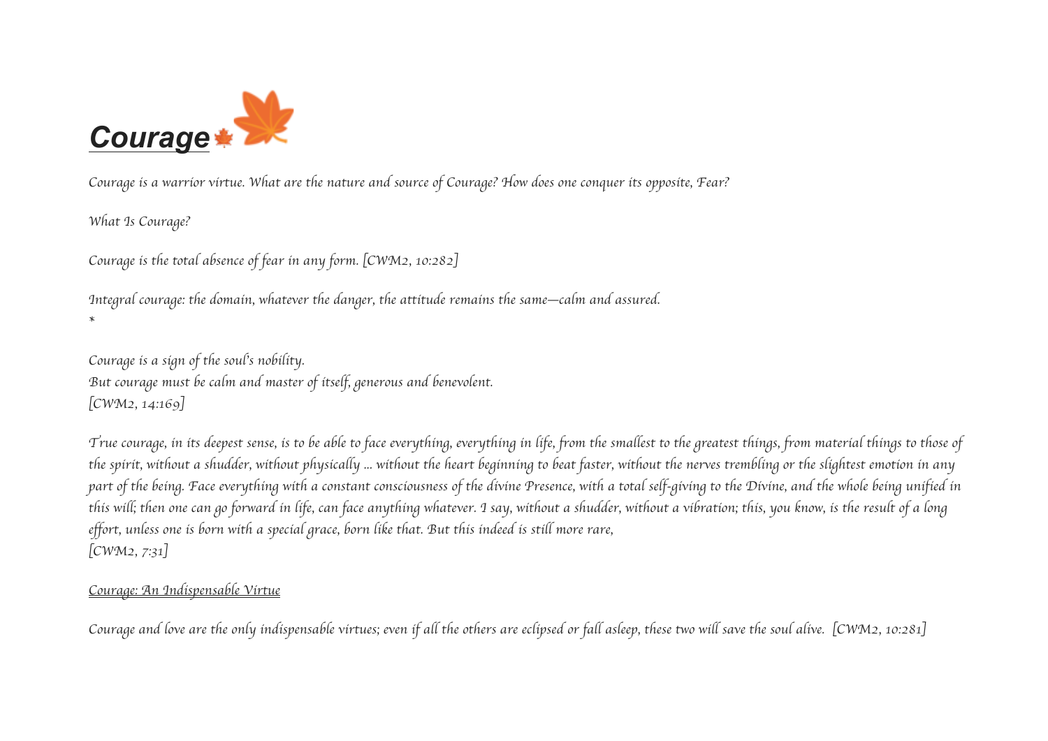# ***Courage***

*Courage is a warrior virtue. What are the nature and source of Courage? How does one conquer its opposite, Fear?*

*What Is Courage?*

*Courage is the total absence of fear in any form. [CWM2, 10:282]*

*Integral courage: the domain, whatever the danger, the attitude remains the same—calm and assured.*
*

*Courage is a sign of the soul's nobility.*
*But courage must be calm and master of itself, generous and benevolent.*
*[CWM2, 14:169]*

*True courage, in its deepest sense, is to be able to face everything, everything in life, from the smallest to the greatest things, from material things to those of the spirit, without a shudder, without physically ... without the heart beginning to beat faster, without the nerves trembling or the slightest emotion in any part of the being. Face everything with a constant consciousness of the divine Presence, with a total self-giving to the Divine, and the whole being unified in this will; then one can go forward in life, can face anything whatever. I say, without a shudder, without a vibration; this, you know, is the result of a long effort, unless one is born with a special grace, born like that. But this indeed is still more rare,*
*[CWM2, 7:31]*

*Courage: An Indispensable Virtue*

*Courage and love are the only indispensable virtues; even if all the others are eclipsed or fall asleep, these two will save the soul alive. [CWM2, 10:281]*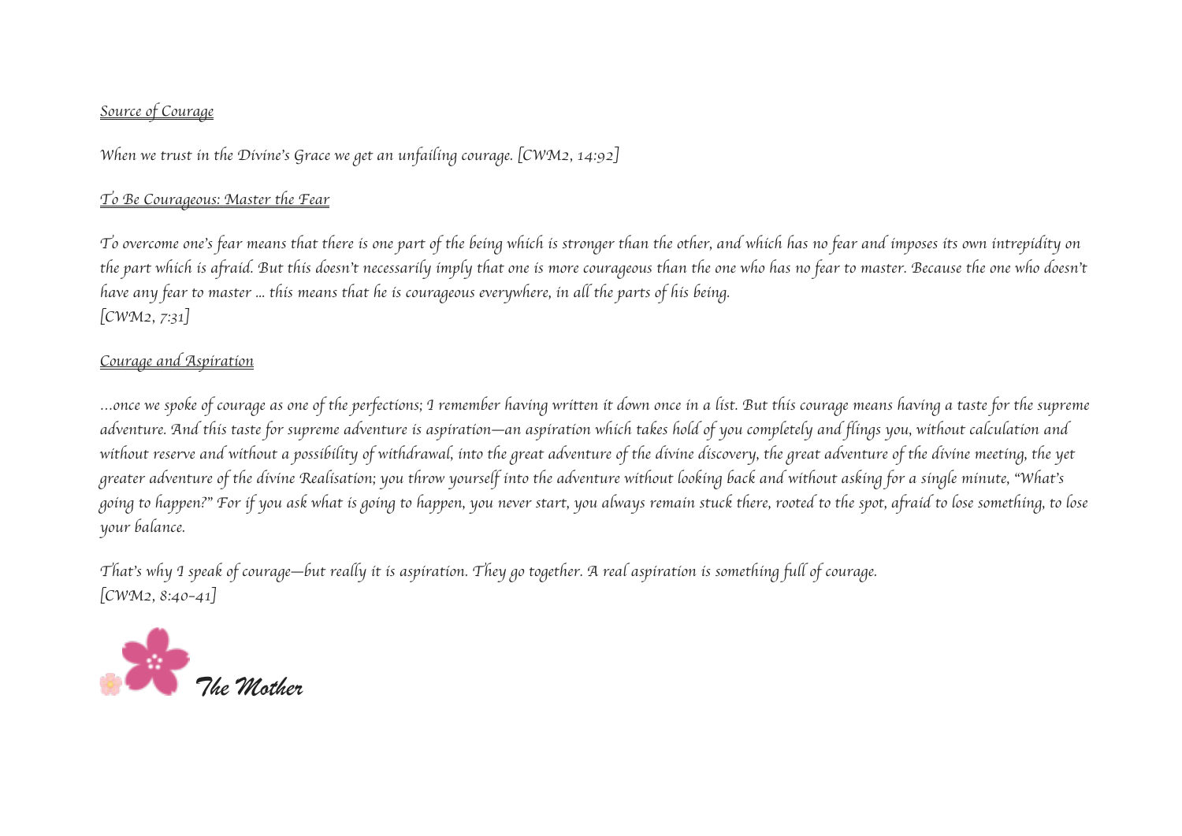<u>*Source of Courage*</u>

*When we trust in the Divine's Grace we get an unfailing courage. [CWM2, 14:92]*

<u>*To Be Courageous: Master the Fear*</u>

*To overcome one's fear means that there is one part of the being which is stronger than the other, and which has no fear and imposes its own intrepidity on the part which is afraid. But this doesn't necessarily imply that one is more courageous than the one who has no fear to master. Because the one who doesn't have any fear to master … this means that he is courageous everywhere, in all the parts of his being.*
*[CWM2, 7:31]*

<u>*Courage and Aspiration*</u>

*…once we spoke of courage as one of the perfections; I remember having written it down once in a list. But this courage means having a taste for the supreme adventure. And this taste for supreme adventure is aspiration—an aspiration which takes hold of you completely and flings you, without calculation and without reserve and without a possibility of withdrawal, into the great adventure of the divine discovery, the great adventure of the divine meeting, the yet greater adventure of the divine Realisation; you throw yourself into the adventure without looking back and without asking for a single minute, "What's going to happen?" For if you ask what is going to happen, you never start, you always remain stuck there, rooted to the spot, afraid to lose something, to lose your balance.*

*That's why I speak of courage—but really it is aspiration. They go together. A real aspiration is something full of courage.*
*[CWM2, 8:40–41]*

*The Mother*